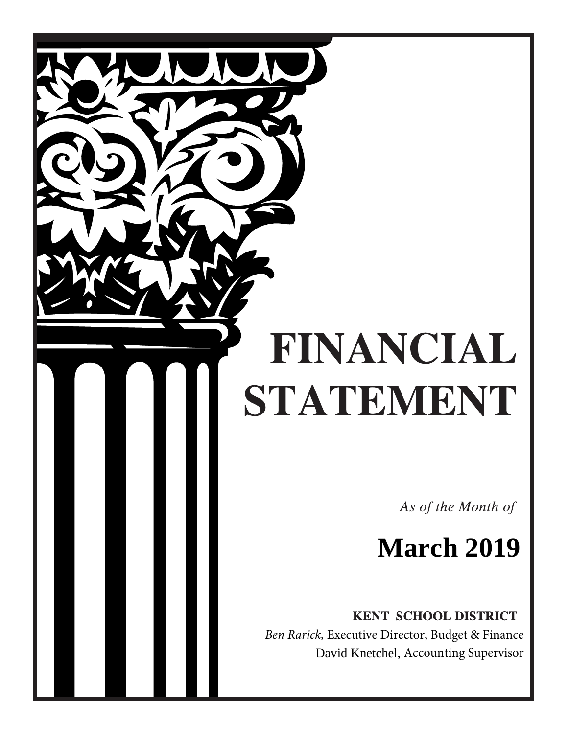# FINANCIAL STATEMENT

*As of the Month of*

## March 2019

**KENT SCHOOL DISTRICT**

*Ben Rarick,* Executive Director, Budget & Finance

David Knetchel, Accounting Supervisor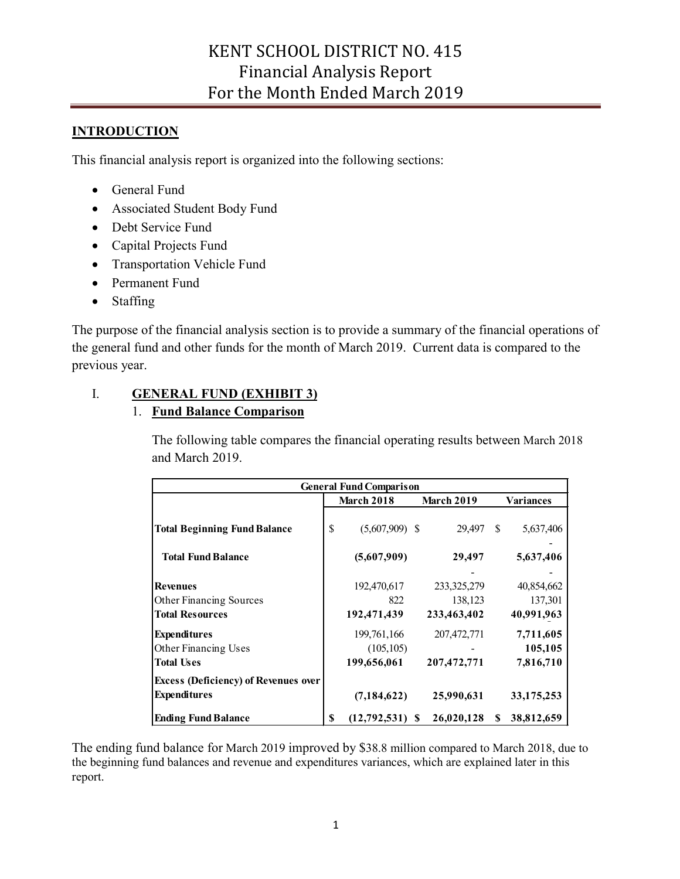# KENT SCHOOL DISTRICT NO. 415
# Financial Analysis Report
# For the Month Ended March 2019

## INTRODUCTION

This financial analysis report is organized into the following sections:

- General Fund
- Associated Student Body Fund
- Debt Service Fund
- Capital Projects Fund
- Transportation Vehicle Fund
- Permanent Fund
- Staffing

The purpose of the financial analysis section is to provide a summary of the financial operations of the general fund and other funds for the month of March 2019. Current data is compared to the previous year.

## I. GENERAL FUND (EXHIBIT 3)

### 1. Fund Balance Comparison

The following table compares the financial operating results between March 2018 and March 2019.

| General Fund Comparison | | | |
|---|---|---|---|
| | **March 2018** | **March 2019** | **Variances** |
| **Total Beginning Fund Balance** | $ (5,607,909) | $ 29,497 | $ 5,637,406 |
| **Total Fund Balance** | **(5,607,909)** | **29,497** | **5,637,406** |
| **Revenues** | 192,470,617 | 233,325,279 | 40,854,662 |
| Other Financing Sources | 822 | 138,123 | 137,301 |
| **Total Resources** | **192,471,439** | **233,463,402** | **40,991,963** |
| **Expenditures** | 199,761,166 | 207,472,771 | **7,711,605** |
| Other Financing Uses | (105,105) | - | **105,105** |
| **Total Uses** | **199,656,061** | **207,472,771** | **7,816,710** |
| **Excess (Deficiency) of Revenues over Expenditures** | **(7,184,622)** | **25,990,631** | **33,175,253** |
| **Ending Fund Balance** | **$ (12,792,531)** | **$ 26,020,128** | **$ 38,812,659** |

The ending fund balance for March 2019 improved by $38.8 million compared to March 2018, due to the beginning fund balances and revenue and expenditures variances, which are explained later in this report.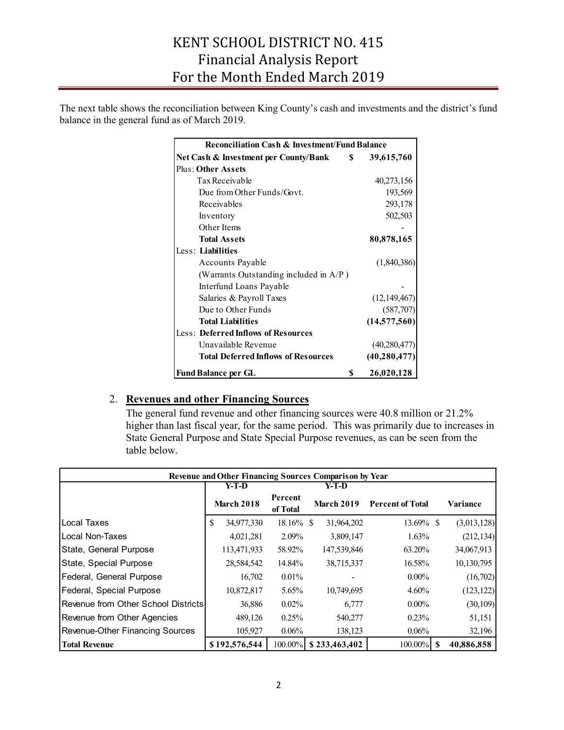The next table shows the reconciliation between King County's cash and investments and the district's fund balance in the general fund as of March 2019.

| Reconciliation Cash & Investment/Fund Balance | |
|---|---|
| **Net Cash & Investment per County/Bank** | **$ 39,615,760** |
| Plus: **Other Assets** | |
| Tax Receivable | 40,273,156 |
| Due from Other Funds/Govt. | 193,569 |
| Receivables | 293,178 |
| Inventory | 502,503 |
| Other Items | - |
| **Total Assets** | **80,878,165** |
| Less: **Liabilities** | |
| Accounts Payable | (1,840,386) |
| (Warrants Outstanding included in A/P ) | |
| Interfund Loans Payable | - |
| Salaries & Payroll Taxes | (12,149,467) |
| Due to Other Funds | (587,707) |
| **Total Liabilities** | **(14,577,560)** |
| Less: **Deferred Inflows of Resources** | |
| Unavailable Revenue | (40,280,477) |
| **Total Deferred Inflows of Resources** | **(40,280,477)** |
| **Fund Balance per GL** | **$ 26,020,128** |

2. **Revenues and other Financing Sources**

The general fund revenue and other financing sources were 40.8 million or 21.2% higher than last fiscal year, for the same period. This was primarily due to increases in State General Purpose and State Special Purpose revenues, as can be seen from the table below.

| Revenue and Other Financing Sources Comparison by Year | | | | | |
|---|---|---|---|---|---|
| | **Y-T-D March 2018** | **Percent of Total** | **Y-T-D March 2019** | **Percent of Total** | **Variance** |
| Local Taxes | $ 34,977,330 | 18.16% | $ 31,964,202 | 13.69% | $ (3,013,128) |
| Local Non-Taxes | 4,021,281 | 2.09% | 3,809,147 | 1.63% | (212,134) |
| State, General Purpose | 113,471,933 | 58.92% | 147,539,846 | 63.20% | 34,067,913 |
| State, Special Purpose | 28,584,542 | 14.84% | 38,715,337 | 16.58% | 10,130,795 |
| Federal, General Purpose | 16,702 | 0.01% | - | 0.00% | (16,702) |
| Federal, Special Purpose | 10,872,817 | 5.65% | 10,749,695 | 4.60% | (123,122) |
| Revenue from Other School Districts | 36,886 | 0.02% | 6,777 | 0.00% | (30,109) |
| Revenue from Other Agencies | 489,126 | 0.25% | 540,277 | 0.23% | 51,151 |
| Revenue-Other Financing Sources | 105,927 | 0.06% | 138,123 | 0.06% | 32,196 |
| **Total Revenue** | **$ 192,576,544** | 100.00% | **$ 233,463,402** | 100.00% | **$ 40,886,858** |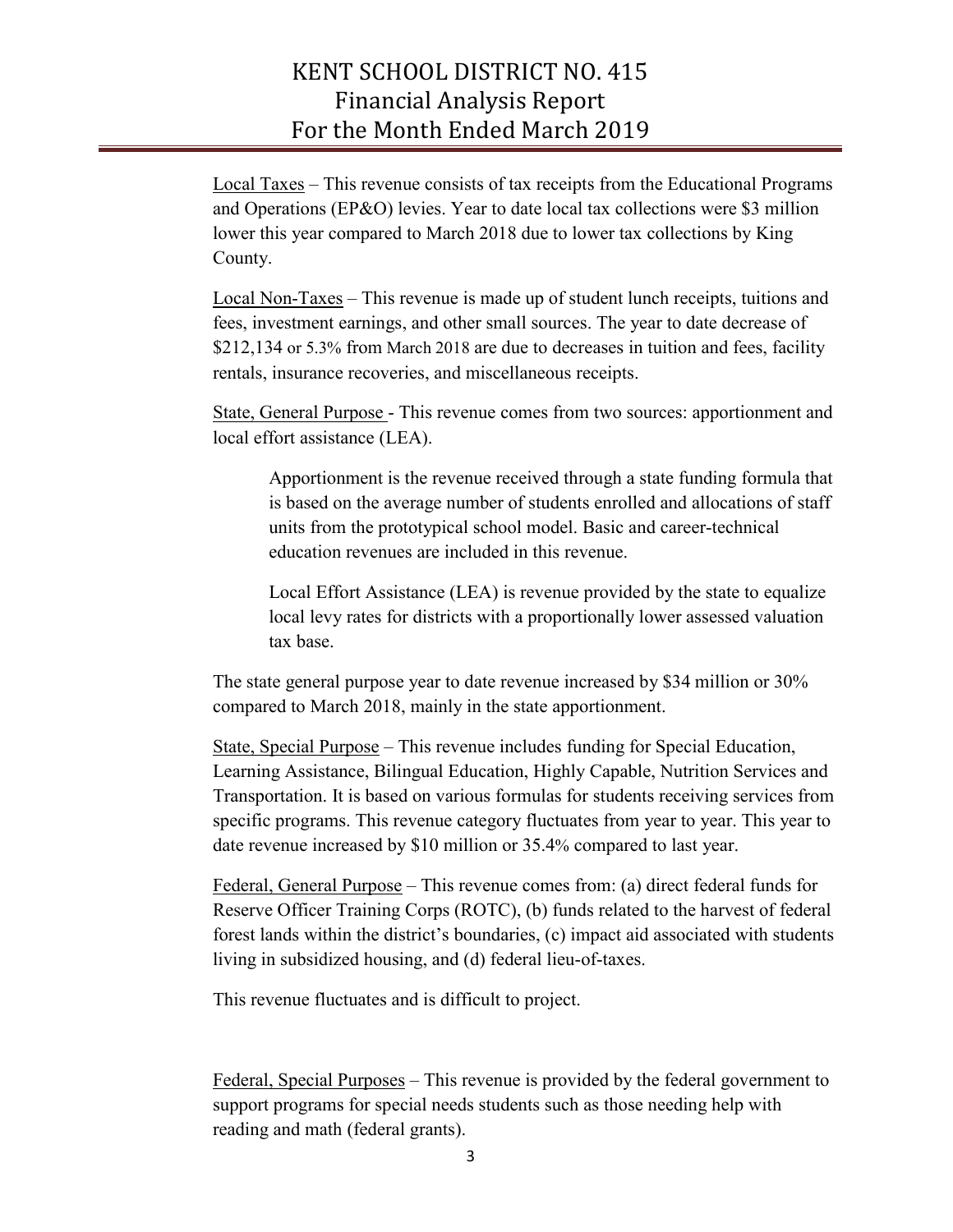Local Taxes – This revenue consists of tax receipts from the Educational Programs and Operations (EP&O) levies. Year to date local tax collections were $3 million lower this year compared to March 2018 due to lower tax collections by King County.

Local Non-Taxes – This revenue is made up of student lunch receipts, tuitions and fees, investment earnings, and other small sources. The year to date decrease of $212,134 or 5.3% from March 2018 are due to decreases in tuition and fees, facility rentals, insurance recoveries, and miscellaneous receipts.

State, General Purpose - This revenue comes from two sources: apportionment and local effort assistance (LEA).

> Apportionment is the revenue received through a state funding formula that is based on the average number of students enrolled and allocations of staff units from the prototypical school model. Basic and career-technical education revenues are included in this revenue.
>
> Local Effort Assistance (LEA) is revenue provided by the state to equalize local levy rates for districts with a proportionally lower assessed valuation tax base.

The state general purpose year to date revenue increased by $34 million or 30% compared to March 2018, mainly in the state apportionment.

State, Special Purpose – This revenue includes funding for Special Education, Learning Assistance, Bilingual Education, Highly Capable, Nutrition Services and Transportation. It is based on various formulas for students receiving services from specific programs. This revenue category fluctuates from year to year. This year to date revenue increased by $10 million or 35.4% compared to last year.

Federal, General Purpose – This revenue comes from: (a) direct federal funds for Reserve Officer Training Corps (ROTC), (b) funds related to the harvest of federal forest lands within the district's boundaries, (c) impact aid associated with students living in subsidized housing, and (d) federal lieu-of-taxes.

This revenue fluctuates and is difficult to project.

Federal, Special Purposes – This revenue is provided by the federal government to support programs for special needs students such as those needing help with reading and math (federal grants).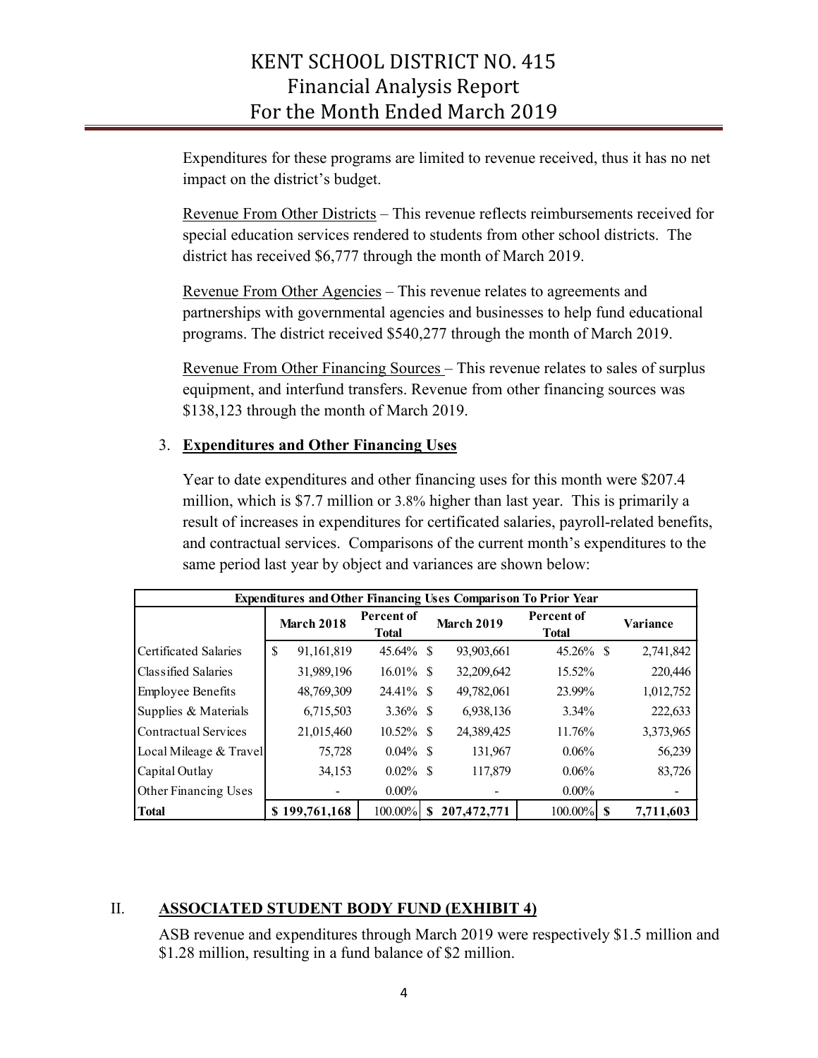Expenditures for these programs are limited to revenue received, thus it has no net impact on the district's budget.

Revenue From Other Districts – This revenue reflects reimbursements received for special education services rendered to students from other school districts. The district has received $6,777 through the month of March 2019.

Revenue From Other Agencies – This revenue relates to agreements and partnerships with governmental agencies and businesses to help fund educational programs. The district received $540,277 through the month of March 2019.

Revenue From Other Financing Sources – This revenue relates to sales of surplus equipment, and interfund transfers. Revenue from other financing sources was $138,123 through the month of March 2019.

3. **Expenditures and Other Financing Uses**

Year to date expenditures and other financing uses for this month were $207.4 million, which is $7.7 million or 3.8% higher than last year. This is primarily a result of increases in expenditures for certificated salaries, payroll-related benefits, and contractual services. Comparisons of the current month's expenditures to the same period last year by object and variances are shown below:

| Expenditures and Other Financing Uses Comparison To Prior Year | | | | | |
|---|---|---|---|---|---|
| | **March 2018** | **Percent of Total** | **March 2019** | **Percent of Total** | **Variance** |
| Certificated Salaries | $ 91,161,819 | 45.64% | $ 93,903,661 | 45.26% | $ 2,741,842 |
| Classified Salaries | 31,989,196 | 16.01% | $ 32,209,642 | 15.52% | 220,446 |
| Employee Benefits | 48,769,309 | 24.41% | $ 49,782,061 | 23.99% | 1,012,752 |
| Supplies & Materials | 6,715,503 | 3.36% | $ 6,938,136 | 3.34% | 222,633 |
| Contractual Services | 21,015,460 | 10.52% | $ 24,389,425 | 11.76% | 3,373,965 |
| Local Mileage & Travel | 75,728 | 0.04% | $ 131,967 | 0.06% | 56,239 |
| Capital Outlay | 34,153 | 0.02% | $ 117,879 | 0.06% | 83,726 |
| Other Financing Uses | - | 0.00% | - | 0.00% | - |
| **Total** | **$ 199,761,168** | 100.00% | **$ 207,472,771** | 100.00% | **$ 7,711,603** |

## II. ASSOCIATED STUDENT BODY FUND (EXHIBIT 4)

ASB revenue and expenditures through March 2019 were respectively $1.5 million and $1.28 million, resulting in a fund balance of $2 million.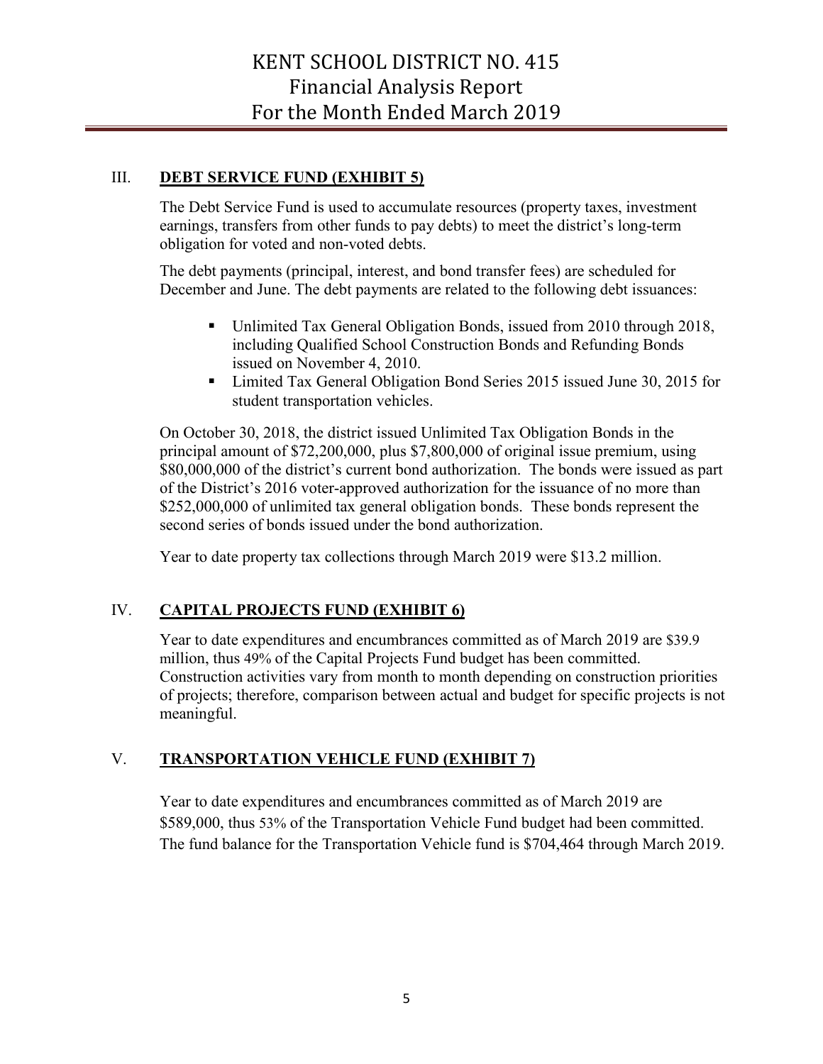## III. DEBT SERVICE FUND (EXHIBIT 5)

The Debt Service Fund is used to accumulate resources (property taxes, investment earnings, transfers from other funds to pay debts) to meet the district's long-term obligation for voted and non-voted debts.

The debt payments (principal, interest, and bond transfer fees) are scheduled for December and June. The debt payments are related to the following debt issuances:

- Unlimited Tax General Obligation Bonds, issued from 2010 through 2018, including Qualified School Construction Bonds and Refunding Bonds issued on November 4, 2010.
- Limited Tax General Obligation Bond Series 2015 issued June 30, 2015 for student transportation vehicles.

On October 30, 2018, the district issued Unlimited Tax Obligation Bonds in the principal amount of $72,200,000, plus $7,800,000 of original issue premium, using $80,000,000 of the district's current bond authorization. The bonds were issued as part of the District's 2016 voter-approved authorization for the issuance of no more than $252,000,000 of unlimited tax general obligation bonds. These bonds represent the second series of bonds issued under the bond authorization.

Year to date property tax collections through March 2019 were $13.2 million.

## IV. CAPITAL PROJECTS FUND (EXHIBIT 6)

Year to date expenditures and encumbrances committed as of March 2019 are $39.9 million, thus 49% of the Capital Projects Fund budget has been committed. Construction activities vary from month to month depending on construction priorities of projects; therefore, comparison between actual and budget for specific projects is not meaningful.

## V. TRANSPORTATION VEHICLE FUND (EXHIBIT 7)

Year to date expenditures and encumbrances committed as of March 2019 are $589,000, thus 53% of the Transportation Vehicle Fund budget had been committed. The fund balance for the Transportation Vehicle fund is $704,464 through March 2019.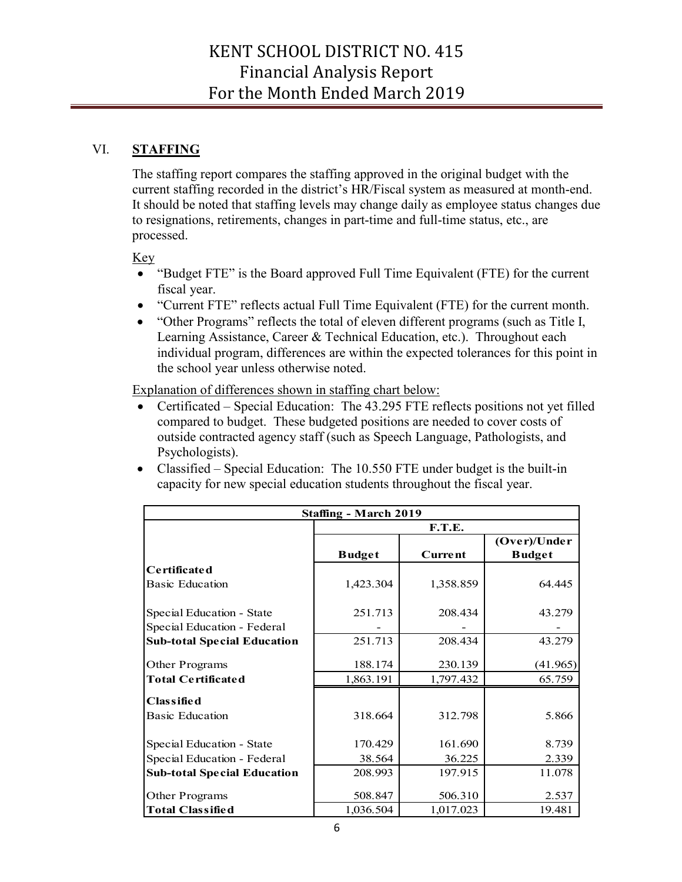# KENT SCHOOL DISTRICT NO. 415
# Financial Analysis Report
# For the Month Ended March 2019

## VI. STAFFING

The staffing report compares the staffing approved in the original budget with the current staffing recorded in the district's HR/Fiscal system as measured at month-end. It should be noted that staffing levels may change daily as employee status changes due to resignations, retirements, changes in part-time and full-time status, etc., are processed.

Key

- "Budget FTE" is the Board approved Full Time Equivalent (FTE) for the current fiscal year.
- "Current FTE" reflects actual Full Time Equivalent (FTE) for the current month.
- "Other Programs" reflects the total of eleven different programs (such as Title I, Learning Assistance, Career & Technical Education, etc.). Throughout each individual program, differences are within the expected tolerances for this point in the school year unless otherwise noted.

Explanation of differences shown in staffing chart below:

- Certificated – Special Education: The 43.295 FTE reflects positions not yet filled compared to budget. These budgeted positions are needed to cover costs of outside contracted agency staff (such as Speech Language, Pathologists, and Psychologists).
- Classified – Special Education: The 10.550 FTE under budget is the built-in capacity for new special education students throughout the fiscal year.

| Staffing - March 2019 | | | |
|---|---|---|---|
| | F.T.E. | | |
| | **Budget** | **Current** | **(Over)/Under Budget** |
| **Certificated** | | | |
| Basic Education | 1,423.304 | 1,358.859 | 64.445 |
| Special Education - State | 251.713 | 208.434 | 43.279 |
| Special Education - Federal | - | - | - |
| **Sub-total Special Education** | 251.713 | 208.434 | 43.279 |
| Other Programs | 188.174 | 230.139 | (41.965) |
| **Total Certificated** | 1,863.191 | 1,797.432 | 65.759 |
| **Classified** | | | |
| Basic Education | 318.664 | 312.798 | 5.866 |
| Special Education - State | 170.429 | 161.690 | 8.739 |
| Special Education - Federal | 38.564 | 36.225 | 2.339 |
| **Sub-total Special Education** | 208.993 | 197.915 | 11.078 |
| Other Programs | 508.847 | 506.310 | 2.537 |
| **Total Classified** | 1,036.504 | 1,017.023 | 19.481 |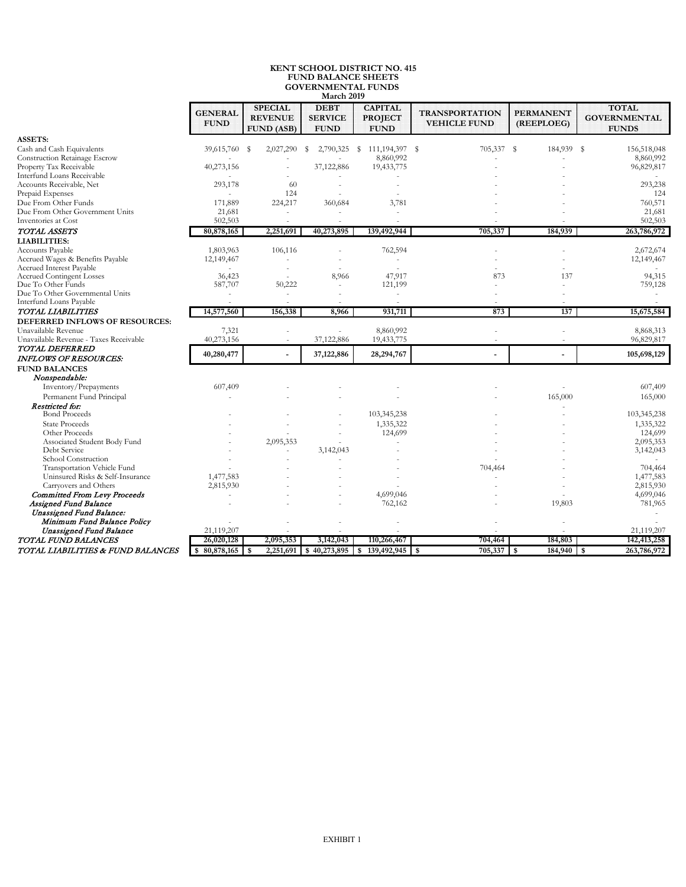# KENT SCHOOL DISTRICT NO. 415
## FUND BALANCE SHEETS
## GOVERNMENTAL FUNDS
### March 2019

| | GENERAL FUND | SPECIAL REVENUE FUND (ASB) | DEBT SERVICE FUND | CAPITAL PROJECT FUND | TRANSPORTATION VEHICLE FUND | PERMANENT (REEPLOEG) | TOTAL GOVERNMENTAL FUNDS |
|---|---|---|---|---|---|---|---|
| **ASSETS:** | | | | | | | |
| Cash and Cash Equivalents | 39,615,760 | $ 2,027,290 | $ 2,790,325 | $ 111,194,397 | $ 705,337 | $ 184,939 | $ 156,518,048 |
| Construction Retainage Escrow | - | - | - | 8,860,992 | - | - | 8,860,992 |
| Property Tax Receivable | 40,273,156 | - | 37,122,886 | 19,433,775 | - | - | 96,829,817 |
| Interfund Loans Receivable | - | - | - | - | - | - | - |
| Accounts Receivable, Net | 293,178 | 60 | - | - | - | - | 293,238 |
| Prepaid Expenses | - | 124 | - | - | - | - | 124 |
| Due From Other Funds | 171,889 | 224,217 | 360,684 | 3,781 | - | - | 760,571 |
| Due From Other Government Units | 21,681 | - | - | - | - | - | 21,681 |
| Inventories at Cost | 502,503 | - | - | - | - | - | 502,503 |
| *TOTAL ASSETS* | 80,878,165 | 2,251,691 | 40,273,895 | 139,492,944 | 705,337 | 184,939 | 263,786,972 |
| **LIABILITIES:** | | | | | | | |
| Accounts Payable | 1,803,963 | 106,116 | - | 762,594 | - | - | 2,672,674 |
| Accrued Wages & Benefits Payable | 12,149,467 | - | - | - | - | - | 12,149,467 |
| Accrued Interest Payable | - | - | - | - | - | - | - |
| Accrued Contingent Losses | 36,423 | - | 8,966 | 47,917 | 873 | 137 | 94,315 |
| Due To Other Funds | 587,707 | 50,222 | - | 121,199 | - | - | 759,128 |
| Due To Other Governmental Units | - | - | - | - | - | - | - |
| Interfund Loans Payable | - | - | - | - | - | - | - |
| *TOTAL LIABILITIES* | 14,577,560 | 156,338 | 8,966 | 931,711 | 873 | 137 | 15,675,584 |
| **DEFERRED INFLOWS OF RESOURCES:** | | | | | | | |
| Unavailable Revenue | 7,321 | - | - | 8,860,992 | - | - | 8,868,313 |
| Unavailable Revenue - Taxes Receivable | 40,273,156 | - | 37,122,886 | 19,433,775 | - | - | 96,829,817 |
| *TOTAL DEFERRED INFLOWS OF RESOURCES:* | 40,280,477 | - | 37,122,886 | 28,294,767 | - | - | 105,698,129 |
| **FUND BALANCES** | | | | | | | |
| *Nonspendable:* | | | | | | | |
| Inventory/Prepayments | 607,409 | - | - | - | - | - | 607,409 |
| Permanent Fund Principal | - | - | - | - | - | 165,000 | 165,000 |
| *Restricted for:* | | | | | | - | |
| Bond Proceeds | - | - | - | 103,345,238 | - | - | 103,345,238 |
| State Proceeds | - | - | - | 1,335,322 | - | - | 1,335,322 |
| Other Proceeds | - | - | - | 124,699 | - | - | 124,699 |
| Associated Student Body Fund | - | 2,095,353 | - | - | - | - | 2,095,353 |
| Debt Service | - | - | 3,142,043 | - | - | - | 3,142,043 |
| School Construction | - | - | - | - | - | - | - |
| Transportation Vehicle Fund | - | - | - | - | 704,464 | - | 704,464 |
| Uninsured Risks & Self-Insurance | 1,477,583 | - | - | - | - | - | 1,477,583 |
| Carryovers and Others | 2,815,930 | - | - | - | - | - | 2,815,930 |
| *Committed From Levy Proceeds* | - | - | - | 4,699,046 | - | - | 4,699,046 |
| *Assigned Fund Balance* | - | - | - | 762,162 | - | 19,803 | 781,965 |
| *Unassigned Fund Balance:* | | | | | | | |
| *Minimum Fund Balance Policy* | - | - | - | - | - | - | - |
| *Unassigned Fund Balance* | 21,119,207 | - | - | - | - | - | 21,119,207 |
| *TOTAL FUND BALANCES* | 26,020,128 | 2,095,353 | 3,142,043 | 110,266,467 | 704,464 | 184,803 | 142,413,258 |
| *TOTAL LIABILITIES & FUND BALANCES* | $ 80,878,165 | $ 2,251,691 | $ 40,273,895 | $ 139,492,945 | $ 705,337 | $ 184,940 | $ 263,786,972 |

EXHIBIT 1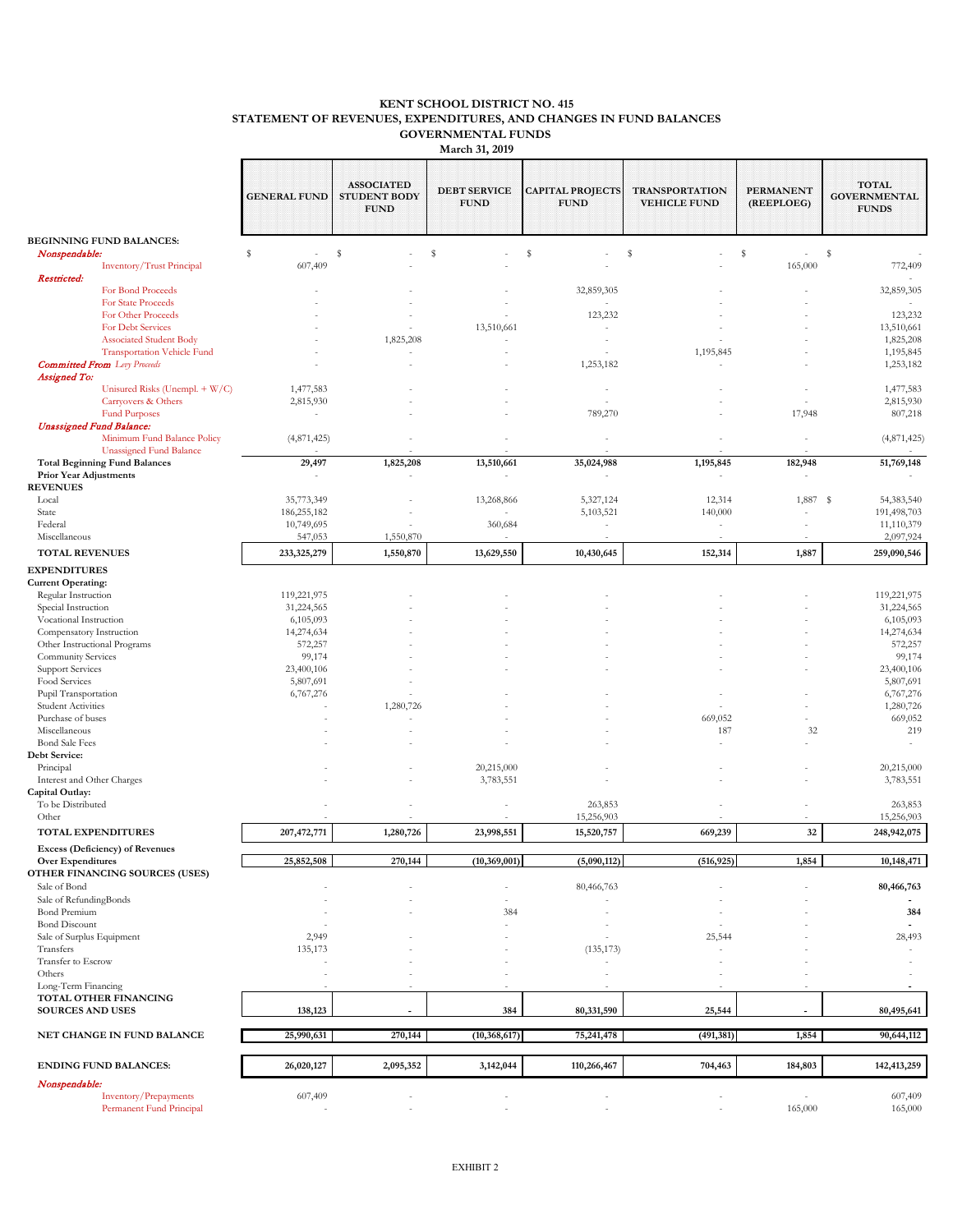# KENT SCHOOL DISTRICT NO. 415
## STATEMENT OF REVENUES, EXPENDITURES, AND CHANGES IN FUND BALANCES
## GOVERNMENTAL FUNDS
### March 31, 2019

| | GENERAL FUND | ASSOCIATED STUDENT BODY FUND | DEBT SERVICE FUND | CAPITAL PROJECTS FUND | TRANSPORTATION VEHICLE FUND | PERMANENT (REEPLOEG) | TOTAL GOVERNMENTAL FUNDS |
|---|---|---|---|---|---|---|---|
| **BEGINNING FUND BALANCES:** | | | | | | | |
| ***Nonspendable:*** | $ - | $ - | $ - | $ - | $ - | $ - | $ - |
| Inventory/Trust Principal | 607,409 | - | - | - | - | 165,000 | 772,409 |
| ***Restricted:*** | | | | | | | - |
| For Bond Proceeds | - | - | - | 32,859,305 | - | - | 32,859,305 |
| For State Proceeds | - | - | - | - | - | - | - |
| For Other Proceeds | - | - | - | 123,232 | - | - | 123,232 |
| For Debt Services | - | - | 13,510,661 | - | - | - | 13,510,661 |
| Associated Student Body | - | 1,825,208 | - | - | - | - | 1,825,208 |
| Transportation Vehicle Fund | - | - | - | - | 1,195,845 | - | 1,195,845 |
| ***Committed From** Levy Proceeds* | - | - | - | 1,253,182 | - | - | 1,253,182 |
| ***Assigned To:*** | | | | | | | |
| Unisured Risks (Unempl. + W/C) | 1,477,583 | - | - | - | - | - | 1,477,583 |
| Carryovers & Others | 2,815,930 | - | - | - | - | - | 2,815,930 |
| Fund Purposes | - | - | - | 789,270 | - | 17,948 | 807,218 |
| ***Unassigned Fund Balance:*** | | | | | | | |
| Minimum Fund Balance Policy | (4,871,425) | - | - | - | - | - | (4,871,425) |
| Unassigned Fund Balance | - | - | - | - | - | - | - |
| **Total Beginning Fund Balances** | **29,497** | **1,825,208** | **13,510,661** | **35,024,988** | **1,195,845** | **182,948** | **51,769,148** |
| **Prior Year Adjustments** | - | - | - | - | - | - | - |
| **REVENUES** | | | | | | | |
| Local | 35,773,349 | - | 13,268,866 | 5,327,124 | 12,314 | 1,887 | $ 54,383,540 |
| State | 186,255,182 | - | - | 5,103,521 | 140,000 | - | 191,498,703 |
| Federal | 10,749,695 | - | 360,684 | - | - | - | 11,110,379 |
| Miscellaneous | 547,053 | 1,550,870 | - | - | - | - | 2,097,924 |
| **TOTAL REVENUES** | **233,325,279** | **1,550,870** | **13,629,550** | **10,430,645** | **152,314** | **1,887** | **259,090,546** |
| **EXPENDITURES** | | | | | | | |
| **Current Operating:** | | | | | | | |
| Regular Instruction | 119,221,975 | - | - | - | - | - | 119,221,975 |
| Special Instruction | 31,224,565 | - | - | - | - | - | 31,224,565 |
| Vocational Instruction | 6,105,093 | - | - | - | - | - | 6,105,093 |
| Compensatory Instruction | 14,274,634 | - | - | - | - | - | 14,274,634 |
| Other Instructional Programs | 572,257 | - | - | - | - | - | 572,257 |
| Community Services | 99,174 | - | - | - | - | - | 99,174 |
| Support Services | 23,400,106 | - | - | - | - | - | 23,400,106 |
| Food Services | 5,807,691 | - | | | | | 5,807,691 |
| Pupil Transportation | 6,767,276 | - | - | - | - | - | 6,767,276 |
| Student Activities | - | 1,280,726 | - | - | - | - | 1,280,726 |
| Purchase of buses | - | - | - | - | 669,052 | - | 669,052 |
| Miscellaneous | - | - | - | - | 187 | 32 | 219 |
| Bond Sale Fees | - | - | - | - | - | - | - |
| **Debt Service:** | | | | | | | |
| Principal | - | - | 20,215,000 | - | - | - | 20,215,000 |
| Interest and Other Charges | - | - | 3,783,551 | - | - | - | 3,783,551 |
| **Capital Outlay:** | | | | | | | |
| To be Distributed | - | - | - | 263,853 | - | - | 263,853 |
| Other | - | - | - | 15,256,903 | - | - | 15,256,903 |
| **TOTAL EXPENDITURES** | **207,472,771** | **1,280,726** | **23,998,551** | **15,520,757** | **669,239** | **32** | **248,942,075** |
| **Excess (Deficiency) of Revenues Over Expenditures** | **25,852,508** | **270,144** | **(10,369,001)** | **(5,090,112)** | **(516,925)** | **1,854** | **10,148,471** |
| **OTHER FINANCING SOURCES (USES)** | | | | | | | |
| Sale of Bond | - | - | - | 80,466,763 | - | - | **80,466,763** |
| Sale of RefundingBonds | - | - | - | - | - | - | **-** |
| Bond Premium | - | - | 384 | - | - | - | **384** |
| Bond Discount | - | - | - | - | - | - | **-** |
| Sale of Surplus Equipment | 2,949 | - | - | - | 25,544 | - | 28,493 |
| Transfers | 135,173 | - | - | (135,173) | - | - | - |
| Transfer to Escrow | - | - | - | - | - | - | - |
| Others | - | - | - | - | - | - | - |
| Long-Term Financing | - | - | - | - | - | - | **-** |
| **TOTAL OTHER FINANCING SOURCES AND USES** | **138,123** | **-** | **384** | **80,331,590** | **25,544** | **-** | **80,495,641** |
| **NET CHANGE IN FUND BALANCE** | **25,990,631** | **270,144** | **(10,368,617)** | **75,241,478** | **(491,381)** | **1,854** | **90,644,112** |
| **ENDING FUND BALANCES:** | **26,020,127** | **2,095,352** | **3,142,044** | **110,266,467** | **704,463** | **184,803** | **142,413,259** |
| ***Nonspendable:*** | | | | | | | |
| Inventory/Prepayments | 607,409 | - | - | - | - | - | 607,409 |
| Permanent Fund Principal | - | - | - | - | - | 165,000 | 165,000 |

EXHIBIT 2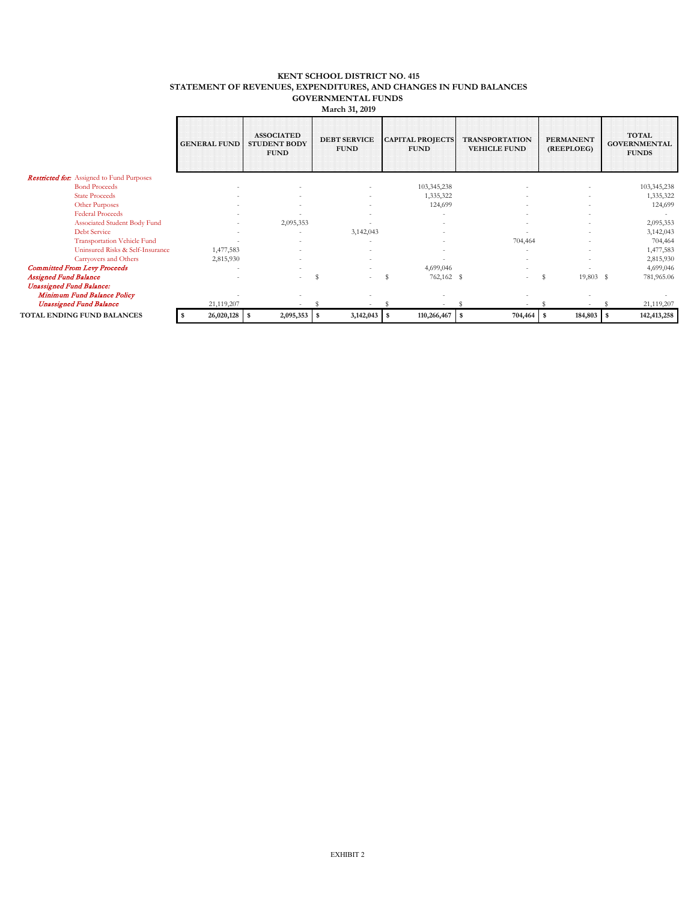# KENT SCHOOL DISTRICT NO. 415
## STATEMENT OF REVENUES, EXPENDITURES, AND CHANGES IN FUND BALANCES
## GOVERNMENTAL FUNDS
### March 31, 2019

| | GENERAL FUND | ASSOCIATED STUDENT BODY FUND | DEBT SERVICE FUND | CAPITAL PROJECTS FUND | TRANSPORTATION VEHICLE FUND | PERMANENT (REEPLOEG) | TOTAL GOVERNMENTAL FUNDS |
|---|---|---|---|---|---|---|---|
| ***Restricted for:*** Assigned to Fund Purposes | | | | | | | |
| Bond Proceeds | - | - | - | 103,345,238 | - | - | 103,345,238 |
| State Proceeds | - | - | - | 1,335,322 | - | - | 1,335,322 |
| Other Purposes | - | - | - | 124,699 | - | - | 124,699 |
| Federal Proceeds | - | - | - | - | - | - | - |
| Associated Student Body Fund | - | 2,095,353 | - | - | - | - | 2,095,353 |
| Debt Service | - | - | 3,142,043 | - | - | - | 3,142,043 |
| Transportation Vehicle Fund | - | - | - | - | 704,464 | - | 704,464 |
| Uninsured Risks & Self-Insurance | 1,477,583 | - | - | - | - | - | 1,477,583 |
| Carryovers and Others | 2,815,930 | - | - | - | - | - | 2,815,930 |
| ***Committed From Levy Proceeds*** | - | - | - | 4,699,046 | - | - | 4,699,046 |
| ***Assigned Fund Balance*** | - | - | $ - | $ 762,162 | $ - | $ 19,803 | $ 781,965.06 |
| ***Unassigned Fund Balance:*** | | | | | | | |
| ***Minimum Fund Balance Policy*** | - | - | - | - | - | - | - |
| ***Unassigned Fund Balance*** | 21,119,207 | - | $ - | $ - | $ - | $ - | $ 21,119,207 |
| **TOTAL ENDING FUND BALANCES** | **$ 26,020,128** | **$ 2,095,353** | **$ 3,142,043** | **$ 110,266,467** | **$ 704,464** | **$ 184,803** | **$ 142,413,258** |

EXHIBIT 2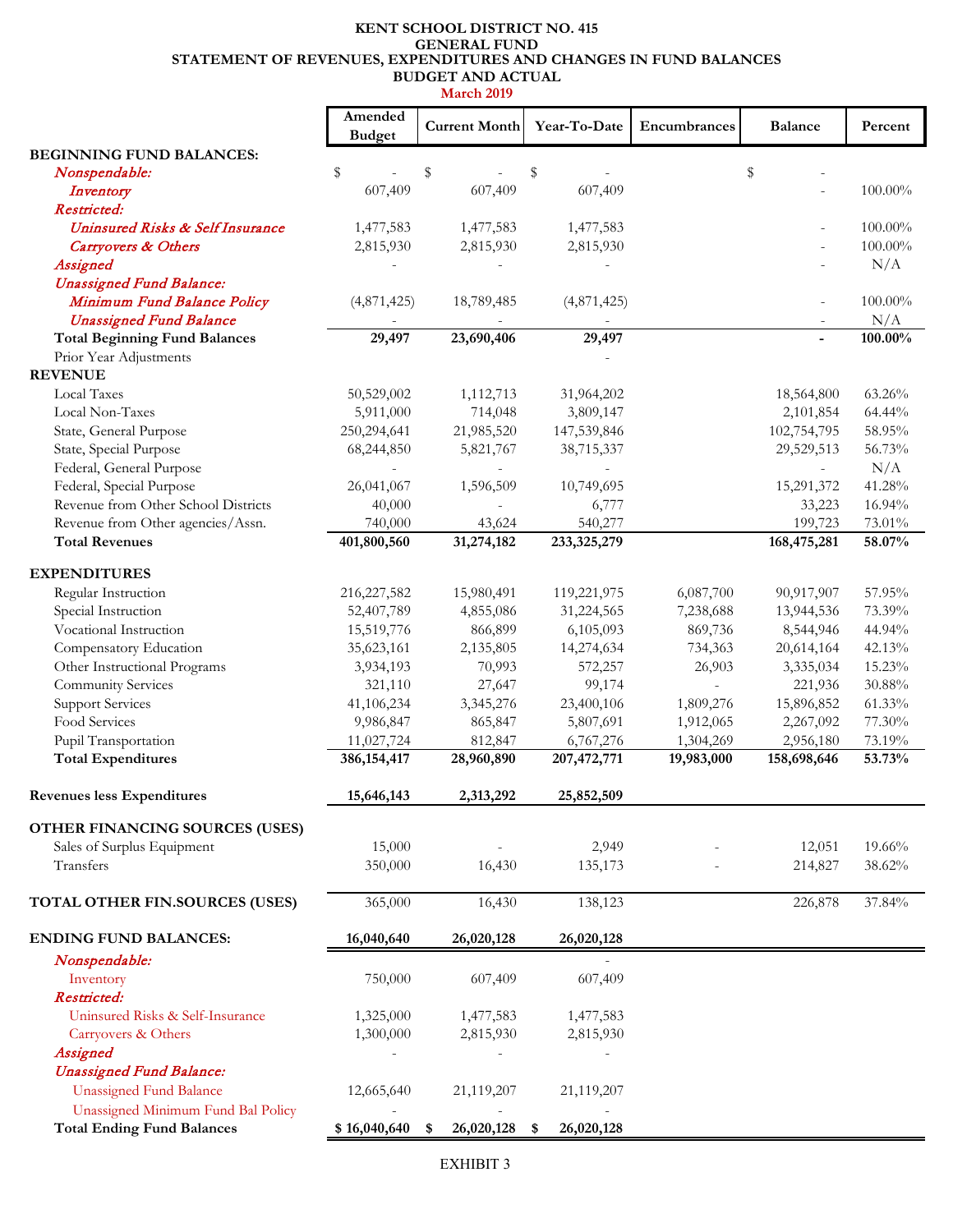# KENT SCHOOL DISTRICT NO. 415
## GENERAL FUND
## STATEMENT OF REVENUES, EXPENDITURES AND CHANGES IN FUND BALANCES
## BUDGET AND ACTUAL
### March 2019

| | Amended Budget | Current Month | Year-To-Date | Encumbrances | Balance | Percent |
|---|---|---|---|---|---|---|
| **BEGINNING FUND BALANCES:** | | | | | | |
| *Nonspendable:* | $ - | $ - | $ - | | $ - | |
| *Inventory* | 607,409 | 607,409 | 607,409 | | - | 100.00% |
| *Restricted:* | | | | | | |
| *Uninsured Risks & Self Insurance* | 1,477,583 | 1,477,583 | 1,477,583 | | - | 100.00% |
| *Carryovers & Others* | 2,815,930 | 2,815,930 | 2,815,930 | | - | 100.00% |
| *Assigned* | - | - | - | | - | N/A |
| *Unassigned Fund Balance:* | | | | | | |
| *Minimum Fund Balance Policy* | (4,871,425) | 18,789,485 | (4,871,425) | | - | 100.00% |
| *Unassigned Fund Balance* | - | - | - | | - | N/A |
| **Total Beginning Fund Balances** | **29,497** | **23,690,406** | **29,497** | | **-** | **100.00%** |
| Prior Year Adjustments | | | - | | | |
| **REVENUE** | | | | | | |
| Local Taxes | 50,529,002 | 1,112,713 | 31,964,202 | | 18,564,800 | 63.26% |
| Local Non-Taxes | 5,911,000 | 714,048 | 3,809,147 | | 2,101,854 | 64.44% |
| State, General Purpose | 250,294,641 | 21,985,520 | 147,539,846 | | 102,754,795 | 58.95% |
| State, Special Purpose | 68,244,850 | 5,821,767 | 38,715,337 | | 29,529,513 | 56.73% |
| Federal, General Purpose | - | - | - | | - | N/A |
| Federal, Special Purpose | 26,041,067 | 1,596,509 | 10,749,695 | | 15,291,372 | 41.28% |
| Revenue from Other School Districts | 40,000 | - | 6,777 | | 33,223 | 16.94% |
| Revenue from Other agencies/Assn. | 740,000 | 43,624 | 540,277 | | 199,723 | 73.01% |
| **Total Revenues** | **401,800,560** | **31,274,182** | **233,325,279** | | **168,475,281** | **58.07%** |
| **EXPENDITURES** | | | | | | |
| Regular Instruction | 216,227,582 | 15,980,491 | 119,221,975 | 6,087,700 | 90,917,907 | 57.95% |
| Special Instruction | 52,407,789 | 4,855,086 | 31,224,565 | 7,238,688 | 13,944,536 | 73.39% |
| Vocational Instruction | 15,519,776 | 866,899 | 6,105,093 | 869,736 | 8,544,946 | 44.94% |
| Compensatory Education | 35,623,161 | 2,135,805 | 14,274,634 | 734,363 | 20,614,164 | 42.13% |
| Other Instructional Programs | 3,934,193 | 70,993 | 572,257 | 26,903 | 3,335,034 | 15.23% |
| Community Services | 321,110 | 27,647 | 99,174 | - | 221,936 | 30.88% |
| Support Services | 41,106,234 | 3,345,276 | 23,400,106 | 1,809,276 | 15,896,852 | 61.33% |
| Food Services | 9,986,847 | 865,847 | 5,807,691 | 1,912,065 | 2,267,092 | 77.30% |
| Pupil Transportation | 11,027,724 | 812,847 | 6,767,276 | 1,304,269 | 2,956,180 | 73.19% |
| **Total Expenditures** | **386,154,417** | **28,960,890** | **207,472,771** | **19,983,000** | **158,698,646** | **53.73%** |
| **Revenues less Expenditures** | **15,646,143** | **2,313,292** | **25,852,509** | | | |
| **OTHER FINANCING SOURCES (USES)** | | | | | | |
| Sales of Surplus Equipment | 15,000 | - | 2,949 | - | 12,051 | 19.66% |
| Transfers | 350,000 | 16,430 | 135,173 | - | 214,827 | 38.62% |
| **TOTAL OTHER FIN.SOURCES (USES)** | 365,000 | 16,430 | 138,123 | | 226,878 | 37.84% |
| **ENDING FUND BALANCES:** | **16,040,640** | **26,020,128** | **26,020,128** | | | |
| *Nonspendable:* | | | - | | | |
| Inventory | 750,000 | 607,409 | 607,409 | | | |
| *Restricted:* | | | | | | |
| Uninsured Risks & Self-Insurance | 1,325,000 | 1,477,583 | 1,477,583 | | | |
| Carryovers & Others | 1,300,000 | 2,815,930 | 2,815,930 | | | |
| *Assigned* | - | - | - | | | |
| *Unassigned Fund Balance:* | | | | | | |
| Unassigned Fund Balance | 12,665,640 | 21,119,207 | 21,119,207 | | | |
| Unassigned Minimum Fund Bal Policy | - | - | - | | | |
| **Total Ending Fund Balances** | **$ 16,040,640** | **$ 26,020,128** | **$ 26,020,128** | | | |

EXHIBIT 3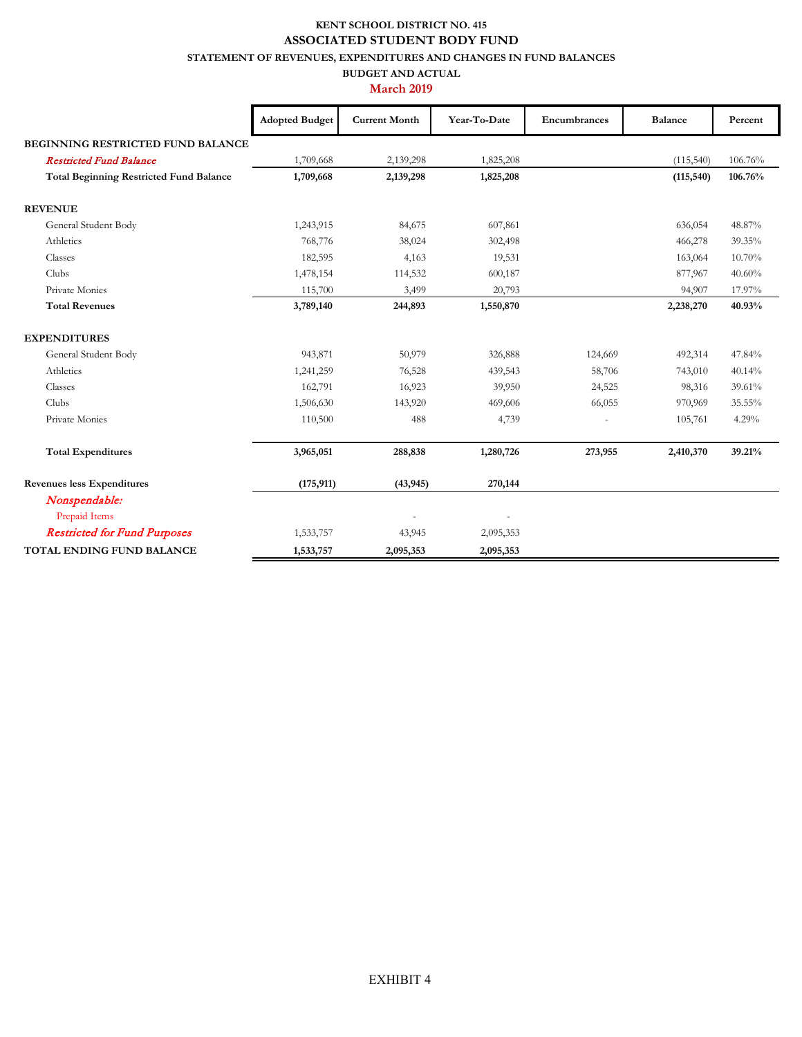**KENT SCHOOL DISTRICT NO. 415**

**ASSOCIATED STUDENT BODY FUND**

**STATEMENT OF REVENUES, EXPENDITURES AND CHANGES IN FUND BALANCES**

**BUDGET AND ACTUAL**

**March 2019**

| | Adopted Budget | Current Month | Year-To-Date | Encumbrances | Balance | Percent |
|---|---|---|---|---|---|---|
| **BEGINNING RESTRICTED FUND BALANCE** | | | | | | |
| *Restricted Fund Balance* | 1,709,668 | 2,139,298 | 1,825,208 | | (115,540) | 106.76% |
| **Total Beginning Restricted Fund Balance** | **1,709,668** | **2,139,298** | **1,825,208** | | **(115,540)** | **106.76%** |
| **REVENUE** | | | | | | |
| General Student Body | 1,243,915 | 84,675 | 607,861 | | 636,054 | 48.87% |
| Athletics | 768,776 | 38,024 | 302,498 | | 466,278 | 39.35% |
| Classes | 182,595 | 4,163 | 19,531 | | 163,064 | 10.70% |
| Clubs | 1,478,154 | 114,532 | 600,187 | | 877,967 | 40.60% |
| Private Monies | 115,700 | 3,499 | 20,793 | | 94,907 | 17.97% |
| **Total Revenues** | **3,789,140** | **244,893** | **1,550,870** | | **2,238,270** | **40.93%** |
| **EXPENDITURES** | | | | | | |
| General Student Body | 943,871 | 50,979 | 326,888 | 124,669 | 492,314 | 47.84% |
| Athletics | 1,241,259 | 76,528 | 439,543 | 58,706 | 743,010 | 40.14% |
| Classes | 162,791 | 16,923 | 39,950 | 24,525 | 98,316 | 39.61% |
| Clubs | 1,506,630 | 143,920 | 469,606 | 66,055 | 970,969 | 35.55% |
| Private Monies | 110,500 | 488 | 4,739 | - | 105,761 | 4.29% |
| **Total Expenditures** | **3,965,051** | **288,838** | **1,280,726** | **273,955** | **2,410,370** | **39.21%** |
| **Revenues less Expenditures** | **(175,911)** | **(43,945)** | **270,144** | | | |
| *Nonspendable:* | | | | | | |
| Prepaid Items | | - | - | | | |
| *Restricted for Fund Purposes* | 1,533,757 | 43,945 | 2,095,353 | | | |
| **TOTAL ENDING FUND BALANCE** | **1,533,757** | **2,095,353** | **2,095,353** | | | |

EXHIBIT 4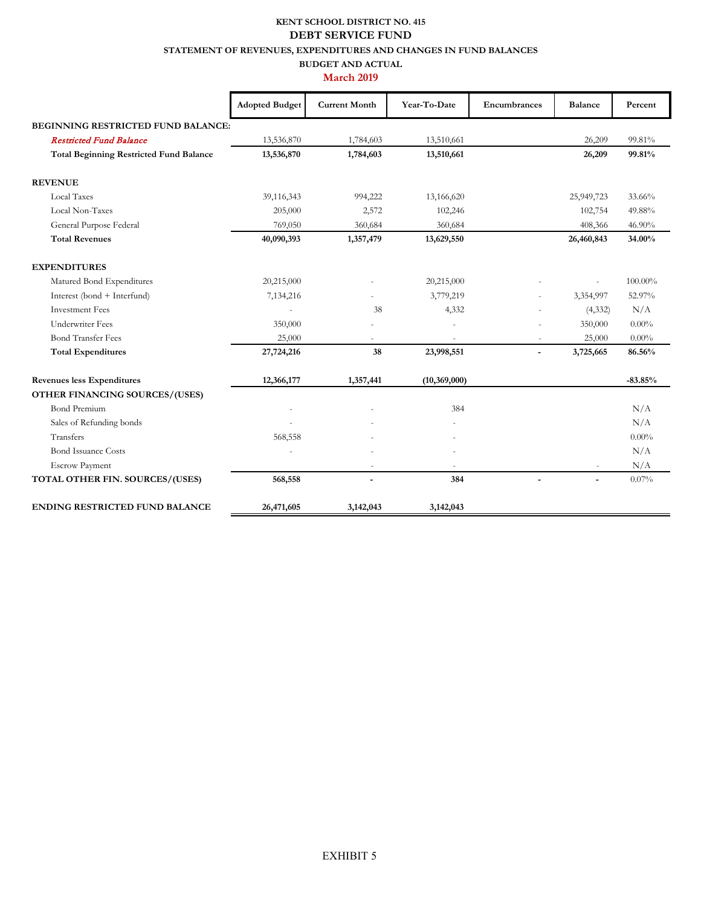**KENT SCHOOL DISTRICT NO. 415**

**DEBT SERVICE FUND**

**STATEMENT OF REVENUES, EXPENDITURES AND CHANGES IN FUND BALANCES**

**BUDGET AND ACTUAL**

**March 2019**

| | Adopted Budget | Current Month | Year-To-Date | Encumbrances | Balance | Percent |
|---|---|---|---|---|---|---|
| **BEGINNING RESTRICTED FUND BALANCE:** | | | | | | |
| *Restricted Fund Balance* | 13,536,870 | 1,784,603 | 13,510,661 | | 26,209 | 99.81% |
| **Total Beginning Restricted Fund Balance** | **13,536,870** | **1,784,603** | **13,510,661** | | **26,209** | **99.81%** |
| **REVENUE** | | | | | | |
| Local Taxes | 39,116,343 | 994,222 | 13,166,620 | | 25,949,723 | 33.66% |
| Local Non-Taxes | 205,000 | 2,572 | 102,246 | | 102,754 | 49.88% |
| General Purpose Federal | 769,050 | 360,684 | 360,684 | | 408,366 | 46.90% |
| **Total Revenues** | **40,090,393** | **1,357,479** | **13,629,550** | | **26,460,843** | **34.00%** |
| **EXPENDITURES** | | | | | | |
| Matured Bond Expenditures | 20,215,000 | - | 20,215,000 | - | - | 100.00% |
| Interest (bond + Interfund) | 7,134,216 | - | 3,779,219 | - | 3,354,997 | 52.97% |
| Investment Fees | - | 38 | 4,332 | - | (4,332) | N/A |
| Underwriter Fees | 350,000 | - | - | - | 350,000 | 0.00% |
| Bond Transfer Fees | 25,000 | - | - | - | 25,000 | 0.00% |
| **Total Expenditures** | **27,724,216** | **38** | **23,998,551** | **-** | **3,725,665** | **86.56%** |
| **Revenues less Expenditures** | **12,366,177** | **1,357,441** | **(10,369,000)** | | | **-83.85%** |
| **OTHER FINANCING SOURCES/(USES)** | | | | | | |
| Bond Premium | - | - | 384 | | | N/A |
| Sales of Refunding bonds | - | - | - | | | N/A |
| Transfers | 568,558 | - | - | | | 0.00% |
| Bond Issuance Costs | - | - | - | | | N/A |
| Escrow Payment | | - | - | | - | N/A |
| **TOTAL OTHER FIN. SOURCES/(USES)** | **568,558** | **-** | **384** | **-** | **-** | 0.07% |
| **ENDING RESTRICTED FUND BALANCE** | **26,471,605** | **3,142,043** | **3,142,043** | | | |

EXHIBIT 5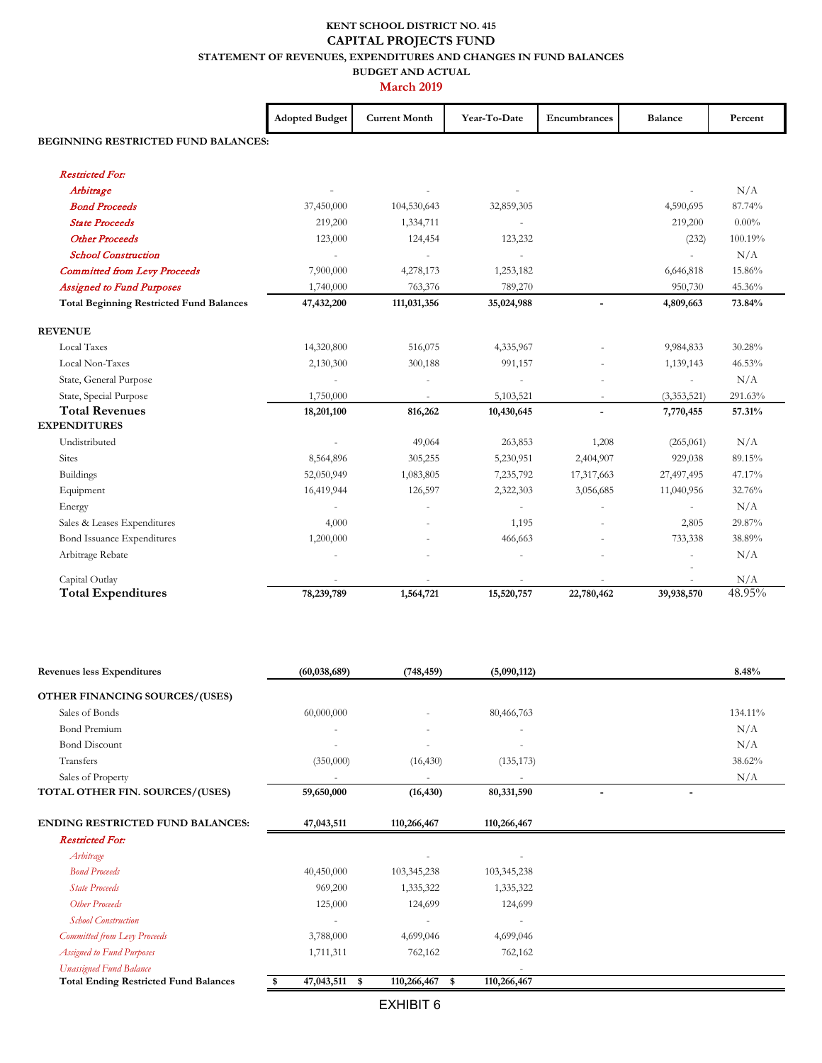**KENT SCHOOL DISTRICT NO. 415**
**CAPITAL PROJECTS FUND**
**STATEMENT OF REVENUES, EXPENDITURES AND CHANGES IN FUND BALANCES**
**BUDGET AND ACTUAL**
**March 2019**

| | Adopted Budget | Current Month | Year-To-Date | Encumbrances | Balance | Percent |
|---|---|---|---|---|---|---|
| **BEGINNING RESTRICTED FUND BALANCES:** | | | | | | |
| *Restricted For:* | | | | | | |
| *Arbitrage* | - | - | - | | - | N/A |
| *Bond Proceeds* | 37,450,000 | 104,530,643 | 32,859,305 | | 4,590,695 | 87.74% |
| *State Proceeds* | 219,200 | 1,334,711 | - | | 219,200 | 0.00% |
| *Other Proceeds* | 123,000 | 124,454 | 123,232 | | (232) | 100.19% |
| *School Construction* | - | - | - | | - | N/A |
| *Committed from Levy Proceeds* | 7,900,000 | 4,278,173 | 1,253,182 | | 6,646,818 | 15.86% |
| *Assigned to Fund Purposes* | 1,740,000 | 763,376 | 789,270 | | 950,730 | 45.36% |
| **Total Beginning Restricted Fund Balances** | **47,432,200** | **111,031,356** | **35,024,988** | **-** | **4,809,663** | **73.84%** |
| **REVENUE** | | | | | | |
| Local Taxes | 14,320,800 | 516,075 | 4,335,967 | - | 9,984,833 | 30.28% |
| Local Non-Taxes | 2,130,300 | 300,188 | 991,157 | - | 1,139,143 | 46.53% |
| State, General Purpose | - | - | - | - | - | N/A |
| State, Special Purpose | 1,750,000 | - | 5,103,521 | - | (3,353,521) | 291.63% |
| **Total Revenues** | **18,201,100** | **816,262** | **10,430,645** | **-** | **7,770,455** | **57.31%** |
| **EXPENDITURES** | | | | | | |
| Undistributed | - | 49,064 | 263,853 | 1,208 | (265,061) | N/A |
| Sites | 8,564,896 | 305,255 | 5,230,951 | 2,404,907 | 929,038 | 89.15% |
| Buildings | 52,050,949 | 1,083,805 | 7,235,792 | 17,317,663 | 27,497,495 | 47.17% |
| Equipment | 16,419,944 | 126,597 | 2,322,303 | 3,056,685 | 11,040,956 | 32.76% |
| Energy | - | - | - | - | - | N/A |
| Sales & Leases Expenditures | 4,000 | - | 1,195 | - | 2,805 | 29.87% |
| Bond Issuance Expenditures | 1,200,000 | - | 466,663 | - | 733,338 | 38.89% |
| Arbitrage Rebate | - | - | - | - | - | N/A |
| Capital Outlay | - | - | - | - | - | N/A |
| **Total Expenditures** | **78,239,789** | **1,564,721** | **15,520,757** | **22,780,462** | **39,938,570** | 48.95% |
| **Revenues less Expenditures** | **(60,038,689)** | **(748,459)** | **(5,090,112)** | | | **8.48%** |
| **OTHER FINANCING SOURCES/(USES)** | | | | | | |
| Sales of Bonds | 60,000,000 | - | 80,466,763 | | | 134.11% |
| Bond Premium | - | - | - | | | N/A |
| Bond Discount | - | - | - | | | N/A |
| Transfers | (350,000) | (16,430) | (135,173) | | | 38.62% |
| Sales of Property | - | - | - | | | N/A |
| **TOTAL OTHER FIN. SOURCES/(USES)** | **59,650,000** | **(16,430)** | **80,331,590** | **-** | **-** | |
| **ENDING RESTRICTED FUND BALANCES:** | **47,043,511** | **110,266,467** | **110,266,467** | | | |
| *Restricted For:* | | | | | | |
| *Arbitrage* | | - | - | | | |
| *Bond Proceeds* | 40,450,000 | 103,345,238 | 103,345,238 | | | |
| *State Proceeds* | 969,200 | 1,335,322 | 1,335,322 | | | |
| *Other Proceeds* | 125,000 | 124,699 | 124,699 | | | |
| *School Construction* | - | - | - | | | |
| *Committed from Levy Proceeds* | 3,788,000 | 4,699,046 | 4,699,046 | | | |
| *Assigned to Fund Purposes* | 1,711,311 | 762,162 | 762,162 | | | |
| *Unassigned Fund Balance* | | | - | | | |
| **Total Ending Restricted Fund Balances** | **$ 47,043,511** | **$ 110,266,467** | **$ 110,266,467** | | | |

EXHIBIT 6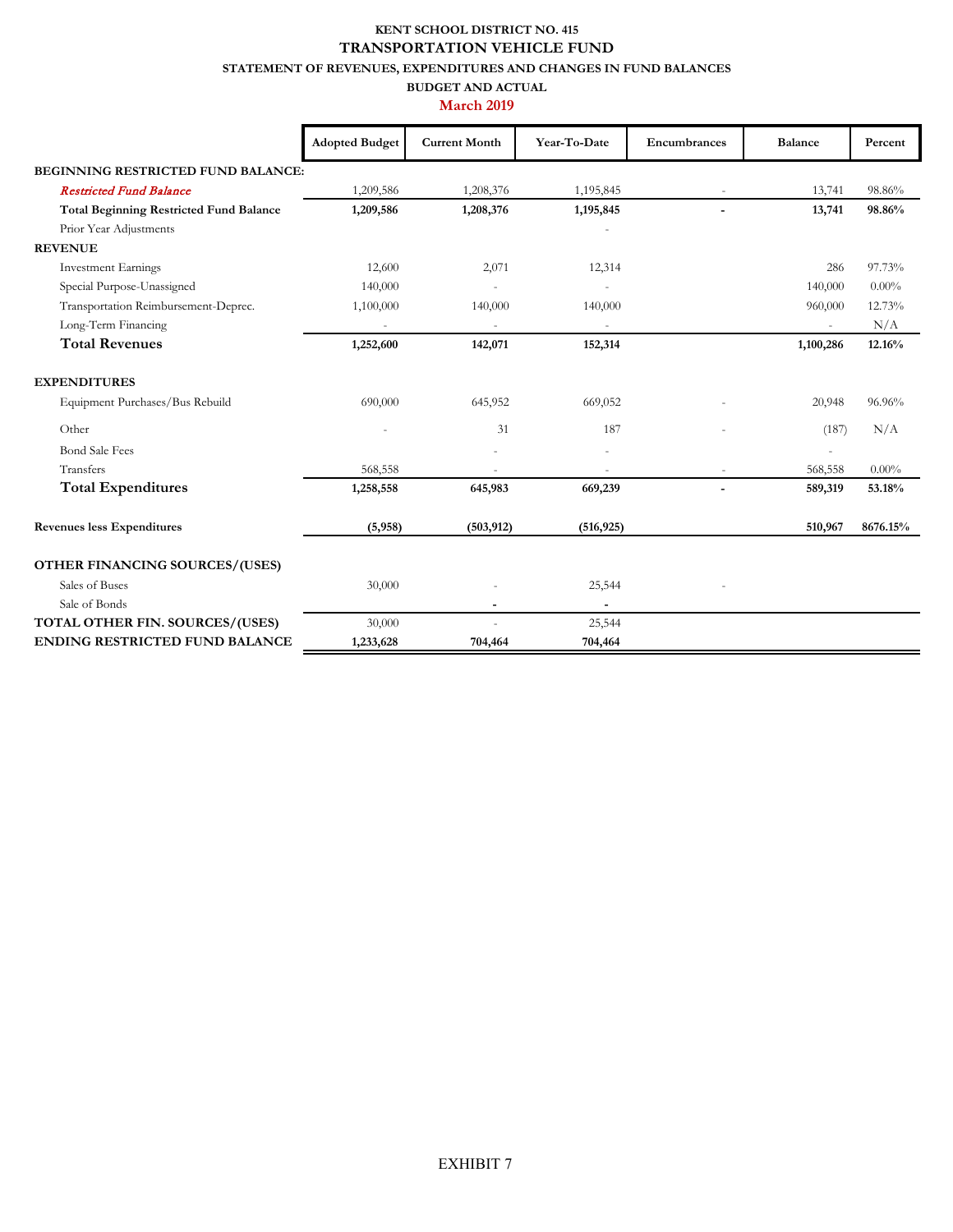**KENT SCHOOL DISTRICT NO. 415**

**TRANSPORTATION VEHICLE FUND**

**STATEMENT OF REVENUES, EXPENDITURES AND CHANGES IN FUND BALANCES**

**BUDGET AND ACTUAL**

**March 2019**

| | Adopted Budget | Current Month | Year-To-Date | Encumbrances | Balance | Percent |
|---|---|---|---|---|---|---|
| **BEGINNING RESTRICTED FUND BALANCE:** | | | | | | |
| *Restricted Fund Balance* | 1,209,586 | 1,208,376 | 1,195,845 | - | 13,741 | 98.86% |
| **Total Beginning Restricted Fund Balance** | **1,209,586** | **1,208,376** | **1,195,845** | **-** | **13,741** | **98.86%** |
| Prior Year Adjustments | | | - | | | |
| **REVENUE** | | | | | | |
| Investment Earnings | 12,600 | 2,071 | 12,314 | | 286 | 97.73% |
| Special Purpose-Unassigned | 140,000 | - | - | | 140,000 | 0.00% |
| Transportation Reimbursement-Deprec. | 1,100,000 | 140,000 | 140,000 | | 960,000 | 12.73% |
| Long-Term Financing | - | - | - | | - | N/A |
| **Total Revenues** | **1,252,600** | **142,071** | **152,314** | | **1,100,286** | **12.16%** |
| **EXPENDITURES** | | | | | | |
| Equipment Purchases/Bus Rebuild | 690,000 | 645,952 | 669,052 | - | 20,948 | 96.96% |
| Other | - | 31 | 187 | - | (187) | N/A |
| Bond Sale Fees | | - | - | | - | |
| Transfers | 568,558 | - | - | - | 568,558 | 0.00% |
| **Total Expenditures** | **1,258,558** | **645,983** | **669,239** | **-** | **589,319** | **53.18%** |
| **Revenues less Expenditures** | **(5,958)** | **(503,912)** | **(516,925)** | | **510,967** | **8676.15%** |
| **OTHER FINANCING SOURCES/(USES)** | | | | | | |
| Sales of Buses | 30,000 | - | 25,544 | - | | |
| Sale of Bonds | | - | - | | | |
| **TOTAL OTHER FIN. SOURCES/(USES)** | 30,000 | - | 25,544 | | | |
| **ENDING RESTRICTED FUND BALANCE** | **1,233,628** | **704,464** | **704,464** | | | |

EXHIBIT 7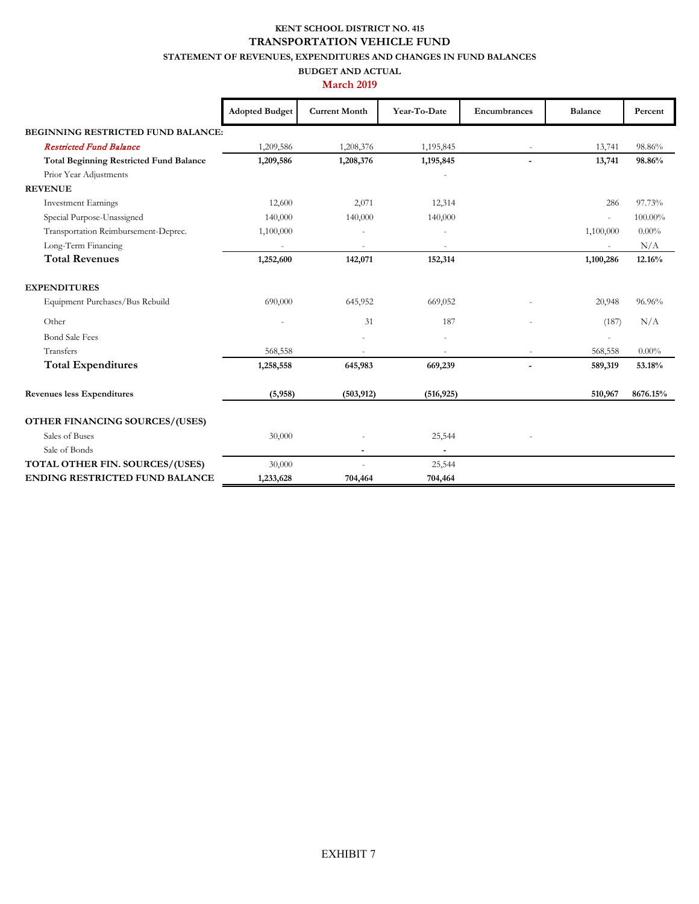**KENT SCHOOL DISTRICT NO. 415**

**TRANSPORTATION VEHICLE FUND**

**STATEMENT OF REVENUES, EXPENDITURES AND CHANGES IN FUND BALANCES**

**BUDGET AND ACTUAL**

**March 2019**

| | Adopted Budget | Current Month | Year-To-Date | Encumbrances | Balance | Percent |
|---|---|---|---|---|---|---|
| **BEGINNING RESTRICTED FUND BALANCE:** | | | | | | |
| *Restricted Fund Balance* | 1,209,586 | 1,208,376 | 1,195,845 | - | 13,741 | 98.86% |
| **Total Beginning Restricted Fund Balance** | **1,209,586** | **1,208,376** | **1,195,845** | **-** | **13,741** | **98.86%** |
| Prior Year Adjustments | | | - | | | |
| **REVENUE** | | | | | | |
| Investment Earnings | 12,600 | 2,071 | 12,314 | | 286 | 97.73% |
| Special Purpose-Unassigned | 140,000 | 140,000 | 140,000 | | - | 100.00% |
| Transportation Reimbursement-Deprec. | 1,100,000 | - | - | | 1,100,000 | 0.00% |
| Long-Term Financing | - | - | - | | - | N/A |
| **Total Revenues** | **1,252,600** | **142,071** | **152,314** | | **1,100,286** | **12.16%** |
| **EXPENDITURES** | | | | | | |
| Equipment Purchases/Bus Rebuild | 690,000 | 645,952 | 669,052 | - | 20,948 | 96.96% |
| Other | - | 31 | 187 | - | (187) | N/A |
| Bond Sale Fees | | - | - | | - | |
| Transfers | 568,558 | - | - | - | 568,558 | 0.00% |
| **Total Expenditures** | **1,258,558** | **645,983** | **669,239** | **-** | **589,319** | **53.18%** |
| **Revenues less Expenditures** | **(5,958)** | **(503,912)** | **(516,925)** | | **510,967** | **8676.15%** |
| **OTHER FINANCING SOURCES/(USES)** | | | | | | |
| Sales of Buses | 30,000 | - | 25,544 | - | | |
| Sale of Bonds | | - | - | | | |
| **TOTAL OTHER FIN. SOURCES/(USES)** | 30,000 | - | 25,544 | | | |
| **ENDING RESTRICTED FUND BALANCE** | **1,233,628** | **704,464** | **704,464** | | | |

EXHIBIT 7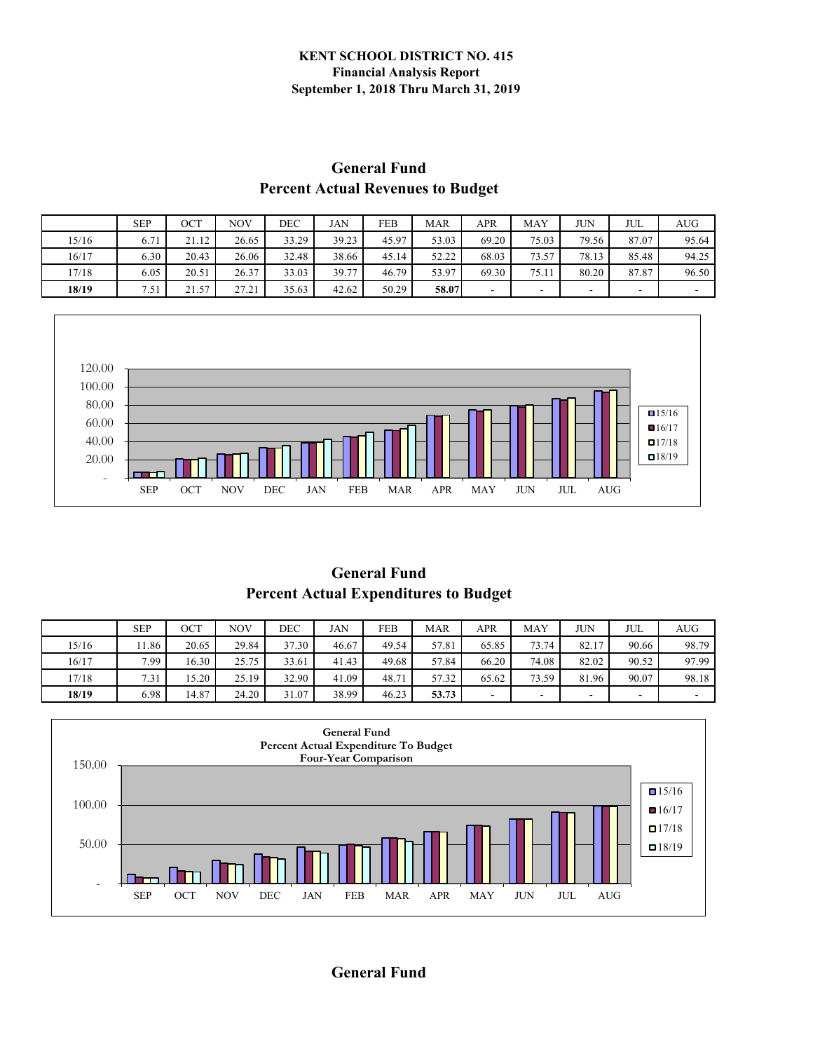**KENT SCHOOL DISTRICT NO. 415**
**Financial Analysis Report**
**September 1, 2018 Thru March 31, 2019**

## General Fund
## Percent Actual Revenues to Budget

| | SEP | OCT | NOV | DEC | JAN | FEB | MAR | APR | MAY | JUN | JUL | AUG |
|---|---|---|---|---|---|---|---|---|---|---|---|---|
| 15/16 | 6.71 | 21.12 | 26.65 | 33.29 | 39.23 | 45.97 | 53.03 | 69.20 | 75.03 | 79.56 | 87.07 | 95.64 |
| 16/17 | 6.30 | 20.43 | 26.06 | 32.48 | 38.66 | 45.14 | 52.22 | 68.03 | 73.57 | 78.13 | 85.48 | 94.25 |
| 17/18 | 6.05 | 20.51 | 26.37 | 33.03 | 39.77 | 46.79 | 53.97 | 69.30 | 75.11 | 80.20 | 87.87 | 96.50 |
| **18/19** | 7.51 | 21.57 | 27.21 | 35.63 | 42.62 | 50.29 | **58.07** | - | - | - | - | - |

## General Fund
## Percent Actual Expenditures to Budget

| | SEP | OCT | NOV | DEC | JAN | FEB | MAR | APR | MAY | JUN | JUL | AUG |
|---|---|---|---|---|---|---|---|---|---|---|---|---|
| 15/16 | 11.86 | 20.65 | 29.84 | 37.30 | 46.67 | 49.54 | 57.81 | 65.85 | 73.74 | 82.17 | 90.66 | 98.79 |
| 16/17 | 7.99 | 16.30 | 25.75 | 33.61 | 41.43 | 49.68 | 57.84 | 66.20 | 74.08 | 82.02 | 90.52 | 97.99 |
| 17/18 | 7.31 | 15.20 | 25.19 | 32.90 | 41.09 | 48.71 | 57.32 | 65.62 | 73.59 | 81.96 | 90.07 | 98.18 |
| **18/19** | 6.98 | 14.87 | 24.20 | 31.07 | 38.99 | 46.23 | **53.73** | - | - | - | - | - |

## General Fund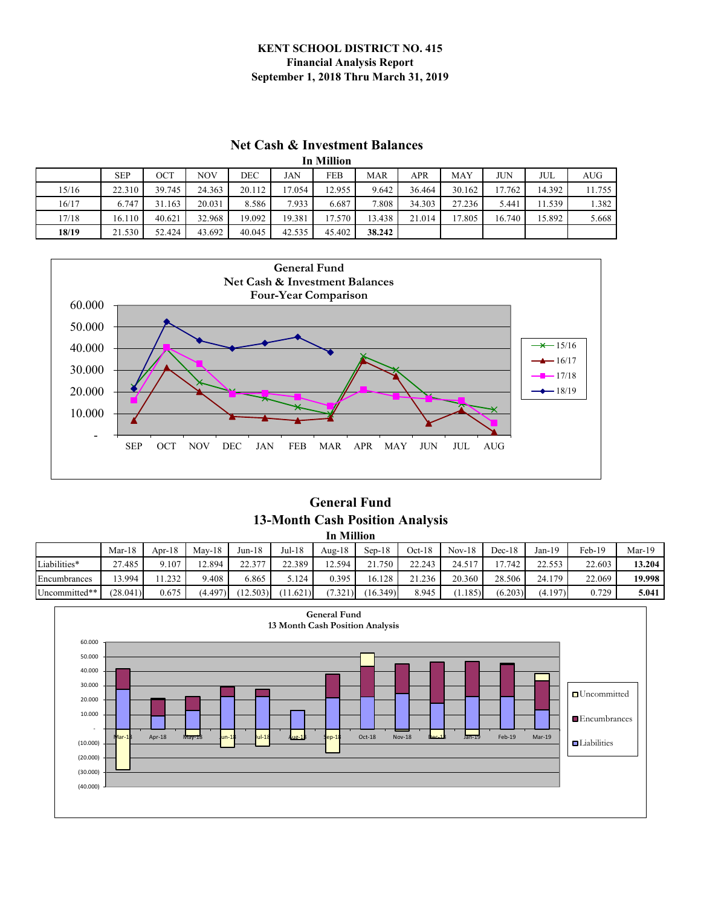# KENT SCHOOL DISTRICT NO. 415
## Financial Analysis Report
## September 1, 2018 Thru March 31, 2019

## Net Cash & Investment Balances
### In Million

| | SEP | OCT | NOV | DEC | JAN | FEB | MAR | APR | MAY | JUN | JUL | AUG |
|---|---|---|---|---|---|---|---|---|---|---|---|---|
| 15/16 | 22.310 | 39.745 | 24.363 | 20.112 | 17.054 | 12.955 | 9.642 | 36.464 | 30.162 | 17.762 | 14.392 | 11.755 |
| 16/17 | 6.747 | 31.163 | 20.031 | 8.586 | 7.933 | 6.687 | 7.808 | 34.303 | 27.236 | 5.441 | 11.539 | 1.382 |
| 17/18 | 16.110 | 40.621 | 32.968 | 19.092 | 19.381 | 17.570 | 13.438 | 21.014 | 17.805 | 16.740 | 15.892 | 5.668 |
| **18/19** | 21.530 | 52.424 | 43.692 | 40.045 | 42.535 | 45.402 | **38.242** | | | | | |

## General Fund
## 13-Month Cash Position Analysis
### In Million

| | Mar-18 | Apr-18 | May-18 | Jun-18 | Jul-18 | Aug-18 | Sep-18 | Oct-18 | Nov-18 | Dec-18 | Jan-19 | Feb-19 | Mar-19 |
|---|---|---|---|---|---|---|---|---|---|---|---|---|---|
| Liabilities* | 27.485 | 9.107 | 12.894 | 22.377 | 22.389 | 12.594 | 21.750 | 22.243 | 24.517 | 17.742 | 22.553 | 22.603 | **13.204** |
| Encumbrances | 13.994 | 11.232 | 9.408 | 6.865 | 5.124 | 0.395 | 16.128 | 21.236 | 20.360 | 28.506 | 24.179 | 22.069 | **19.998** |
| Uncommitted** | (28.041) | 0.675 | (4.497) | (12.503) | (11.621) | (7.321) | (16.349) | 8.945 | (1.185) | (6.203) | (4.197) | 0.729 | **5.041** |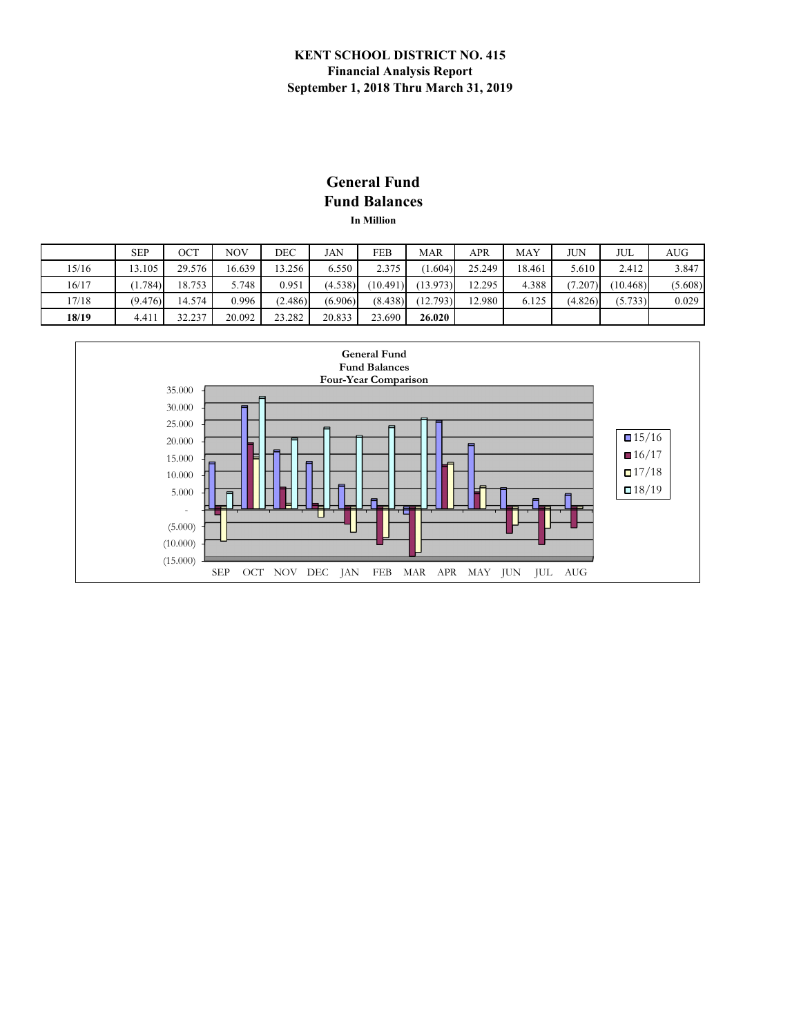**KENT SCHOOL DISTRICT NO. 415**
**Financial Analysis Report**
**September 1, 2018 Thru March 31, 2019**

## General Fund
## Fund Balances

**In Million**

| | SEP | OCT | NOV | DEC | JAN | FEB | MAR | APR | MAY | JUN | JUL | AUG |
|---|---|---|---|---|---|---|---|---|---|---|---|---|
| 15/16 | 13.105 | 29.576 | 16.639 | 13.256 | 6.550 | 2.375 | (1.604) | 25.249 | 18.461 | 5.610 | 2.412 | 3.847 |
| 16/17 | (1.784) | 18.753 | 5.748 | 0.951 | (4.538) | (10.491) | (13.973) | 12.295 | 4.388 | (7.207) | (10.468) | (5.608) |
| 17/18 | (9.476) | 14.574 | 0.996 | (2.486) | (6.906) | (8.438) | (12.793) | 12.980 | 6.125 | (4.826) | (5.733) | 0.029 |
| **18/19** | 4.411 | 32.237 | 20.092 | 23.282 | 20.833 | 23.690 | **26.020** | | | | | |

General Fund
Fund Balances
Four-Year Comparison

35.000
30.000
25.000
20.000
15.000
10.000
5.000
-
(5.000)
(10.000)
(15.000)

SEP OCT NOV DEC JAN FEB MAR APR MAY JUN JUL AUG

15/16
16/17
17/18
18/19